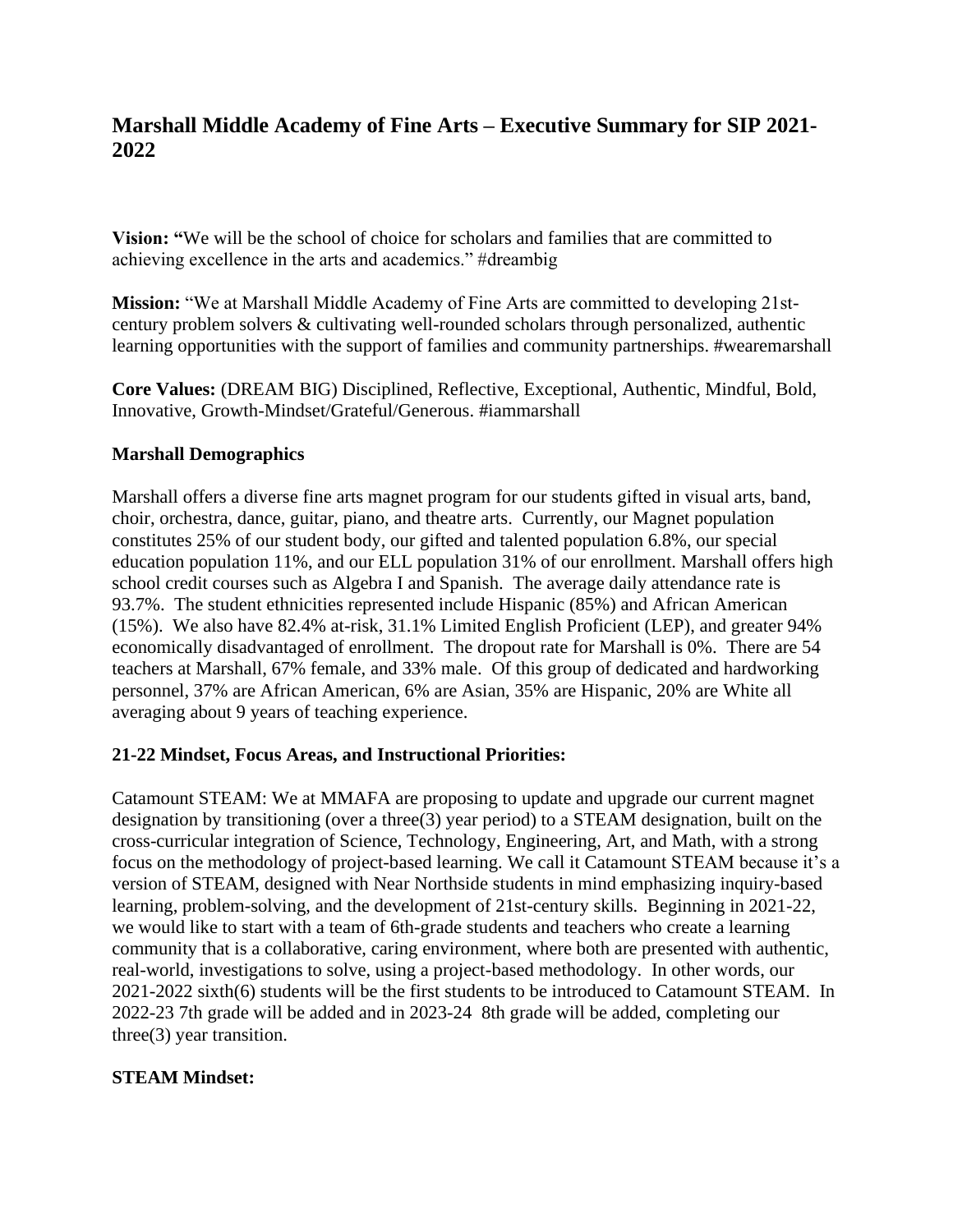# Marshall Middle Academy of Fine Arts – Executive Summary for SIP 2021-2022

**Vision:** **"**We will be the school of choice for scholars and families that are committed to achieving excellence in the arts and academics." #dreambig

**Mission:** "We at Marshall Middle Academy of Fine Arts are committed to developing 21st-century problem solvers & cultivating well-rounded scholars through personalized, authentic learning opportunities with the support of families and community partnerships. #wearemarshall

**Core Values:** (DREAM BIG) Disciplined, Reflective, Exceptional, Authentic, Mindful, Bold, Innovative, Growth-Mindset/Grateful/Generous. #iammarshall

## Marshall Demographics

Marshall offers a diverse fine arts magnet program for our students gifted in visual arts, band, choir, orchestra, dance, guitar, piano, and theatre arts. Currently, our Magnet population constitutes 25% of our student body, our gifted and talented population 6.8%, our special education population 11%, and our ELL population 31% of our enrollment. Marshall offers high school credit courses such as Algebra I and Spanish. The average daily attendance rate is 93.7%. The student ethnicities represented include Hispanic (85%) and African American (15%). We also have 82.4% at-risk, 31.1% Limited English Proficient (LEP), and greater 94% economically disadvantaged of enrollment. The dropout rate for Marshall is 0%. There are 54 teachers at Marshall, 67% female, and 33% male. Of this group of dedicated and hardworking personnel, 37% are African American, 6% are Asian, 35% are Hispanic, 20% are White all averaging about 9 years of teaching experience.

## 21-22 Mindset, Focus Areas, and Instructional Priorities:

Catamount STEAM: We at MMAFA are proposing to update and upgrade our current magnet designation by transitioning (over a three(3) year period) to a STEAM designation, built on the cross-curricular integration of Science, Technology, Engineering, Art, and Math, with a strong focus on the methodology of project-based learning. We call it Catamount STEAM because it's a version of STEAM, designed with Near Northside students in mind emphasizing inquiry-based learning, problem-solving, and the development of 21st-century skills. Beginning in 2021-22, we would like to start with a team of 6th-grade students and teachers who create a learning community that is a collaborative, caring environment, where both are presented with authentic, real-world, investigations to solve, using a project-based methodology. In other words, our 2021-2022 sixth(6) students will be the first students to be introduced to Catamount STEAM. In 2022-23 7th grade will be added and in 2023-24 8th grade will be added, completing our three(3) year transition.

## STEAM Mindset: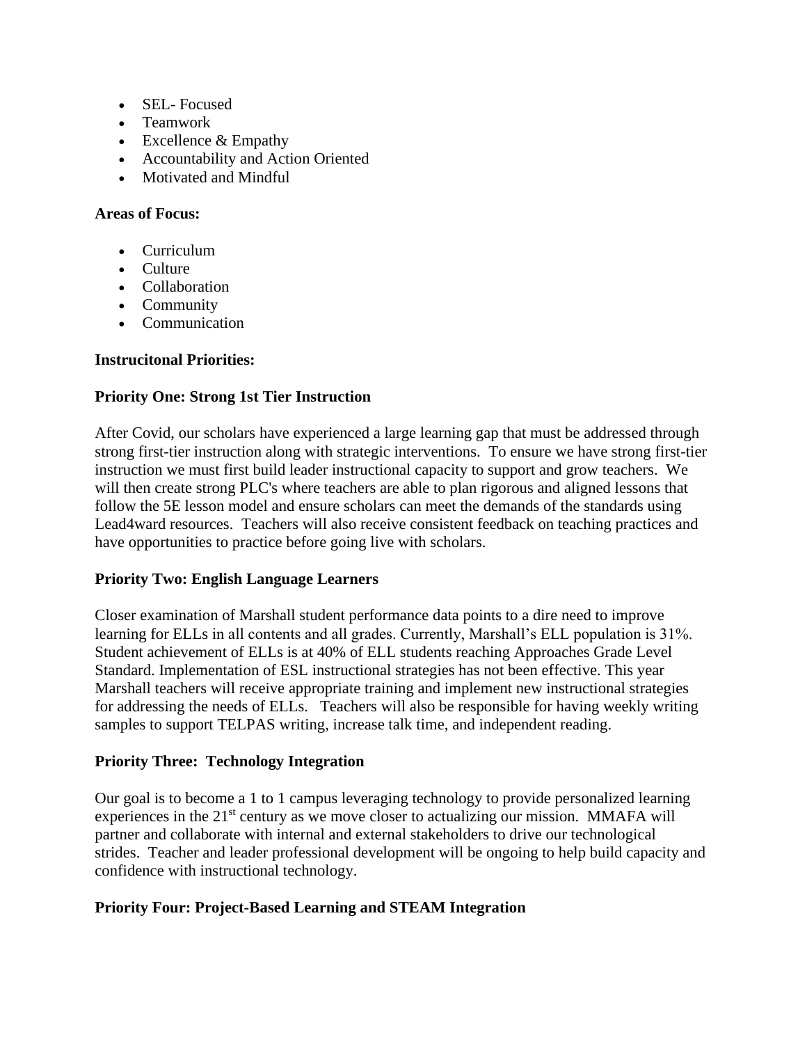- SEL- Focused
- Teamwork
- Excellence & Empathy
- Accountability and Action Oriented
- Motivated and Mindful

**Areas of Focus:**

- Curriculum
- Culture
- Collaboration
- Community
- Communication

**Instrucitonal Priorities:**

**Priority One: Strong 1st Tier Instruction**

After Covid, our scholars have experienced a large learning gap that must be addressed through strong first-tier instruction along with strategic interventions. To ensure we have strong first-tier instruction we must first build leader instructional capacity to support and grow teachers. We will then create strong PLC's where teachers are able to plan rigorous and aligned lessons that follow the 5E lesson model and ensure scholars can meet the demands of the standards using Lead4ward resources. Teachers will also receive consistent feedback on teaching practices and have opportunities to practice before going live with scholars.

**Priority Two: English Language Learners**

Closer examination of Marshall student performance data points to a dire need to improve learning for ELLs in all contents and all grades. Currently, Marshall's ELL population is 31%. Student achievement of ELLs is at 40% of ELL students reaching Approaches Grade Level Standard. Implementation of ESL instructional strategies has not been effective. This year Marshall teachers will receive appropriate training and implement new instructional strategies for addressing the needs of ELLs. Teachers will also be responsible for having weekly writing samples to support TELPAS writing, increase talk time, and independent reading.

**Priority Three: Technology Integration**

Our goal is to become a 1 to 1 campus leveraging technology to provide personalized learning experiences in the 21st century as we move closer to actualizing our mission. MMAFA will partner and collaborate with internal and external stakeholders to drive our technological strides. Teacher and leader professional development will be ongoing to help build capacity and confidence with instructional technology.

**Priority Four: Project-Based Learning and STEAM Integration**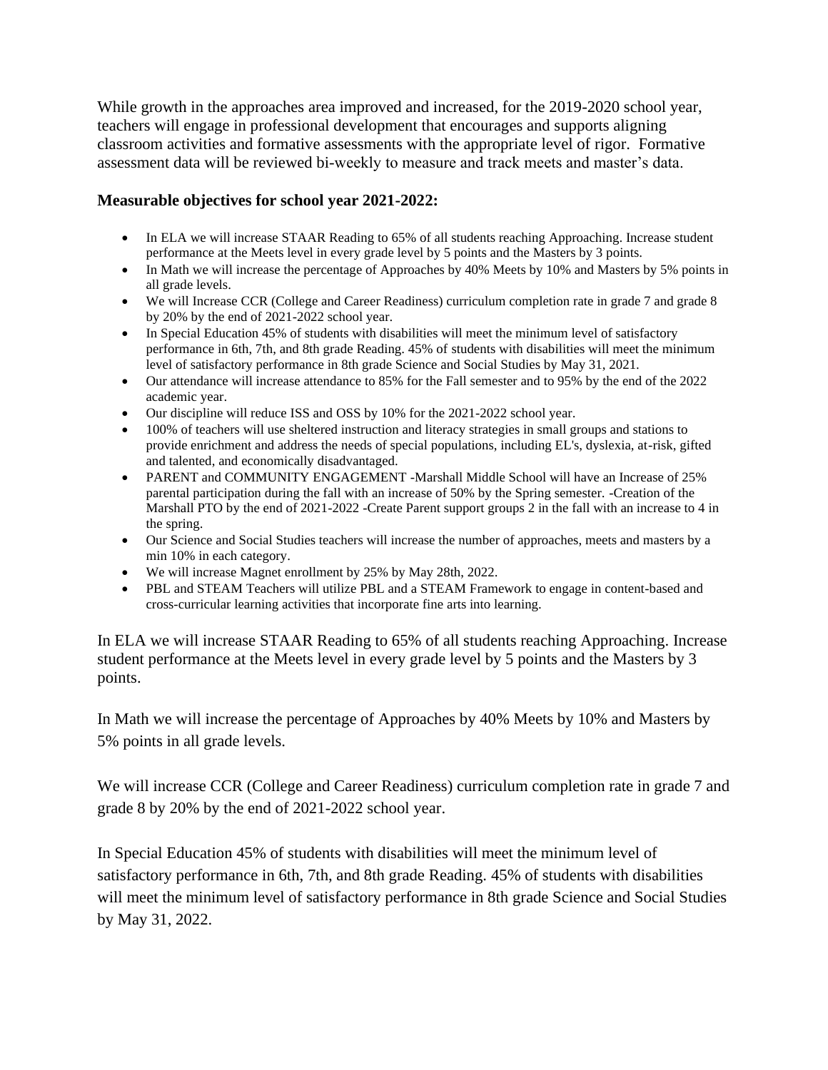While growth in the approaches area improved and increased, for the 2019-2020 school year, teachers will engage in professional development that encourages and supports aligning classroom activities and formative assessments with the appropriate level of rigor. Formative assessment data will be reviewed bi-weekly to measure and track meets and master's data.

**Measurable objectives for school year 2021-2022:**

- In ELA we will increase STAAR Reading to 65% of all students reaching Approaching. Increase student performance at the Meets level in every grade level by 5 points and the Masters by 3 points.
- In Math we will increase the percentage of Approaches by 40% Meets by 10% and Masters by 5% points in all grade levels.
- We will Increase CCR (College and Career Readiness) curriculum completion rate in grade 7 and grade 8 by 20% by the end of 2021-2022 school year.
- In Special Education 45% of students with disabilities will meet the minimum level of satisfactory performance in 6th, 7th, and 8th grade Reading. 45% of students with disabilities will meet the minimum level of satisfactory performance in 8th grade Science and Social Studies by May 31, 2021.
- Our attendance will increase attendance to 85% for the Fall semester and to 95% by the end of the 2022 academic year.
- Our discipline will reduce ISS and OSS by 10% for the 2021-2022 school year.
- 100% of teachers will use sheltered instruction and literacy strategies in small groups and stations to provide enrichment and address the needs of special populations, including EL's, dyslexia, at-risk, gifted and talented, and economically disadvantaged.
- PARENT and COMMUNITY ENGAGEMENT -Marshall Middle School will have an Increase of 25% parental participation during the fall with an increase of 50% by the Spring semester. -Creation of the Marshall PTO by the end of 2021-2022 -Create Parent support groups 2 in the fall with an increase to 4 in the spring.
- Our Science and Social Studies teachers will increase the number of approaches, meets and masters by a min 10% in each category.
- We will increase Magnet enrollment by 25% by May 28th, 2022.
- PBL and STEAM Teachers will utilize PBL and a STEAM Framework to engage in content-based and cross-curricular learning activities that incorporate fine arts into learning.

In ELA we will increase STAAR Reading to 65% of all students reaching Approaching. Increase student performance at the Meets level in every grade level by 5 points and the Masters by 3 points.

In Math we will increase the percentage of Approaches by 40% Meets by 10% and Masters by 5% points in all grade levels.

We will increase CCR (College and Career Readiness) curriculum completion rate in grade 7 and grade 8 by 20% by the end of 2021-2022 school year.

In Special Education 45% of students with disabilities will meet the minimum level of satisfactory performance in 6th, 7th, and 8th grade Reading. 45% of students with disabilities will meet the minimum level of satisfactory performance in 8th grade Science and Social Studies by May 31, 2022.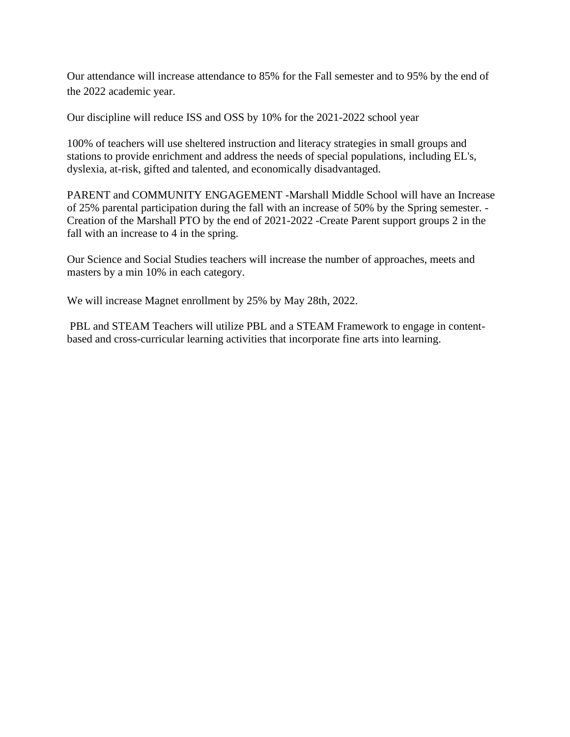Our attendance will increase attendance to 85% for the Fall semester and to 95% by the end of the 2022 academic year.

Our discipline will reduce ISS and OSS by 10% for the 2021-2022 school year

100% of teachers will use sheltered instruction and literacy strategies in small groups and stations to provide enrichment and address the needs of special populations, including EL's, dyslexia, at-risk, gifted and talented, and economically disadvantaged.

PARENT and COMMUNITY ENGAGEMENT -Marshall Middle School will have an Increase of 25% parental participation during the fall with an increase of 50% by the Spring semester. -Creation of the Marshall PTO by the end of 2021-2022 -Create Parent support groups 2 in the fall with an increase to 4 in the spring.

Our Science and Social Studies teachers will increase the number of approaches, meets and masters by a min 10% in each category.

We will increase Magnet enrollment by 25% by May 28th, 2022.

PBL and STEAM Teachers will utilize PBL and a STEAM Framework to engage in content-based and cross-curricular learning activities that incorporate fine arts into learning.